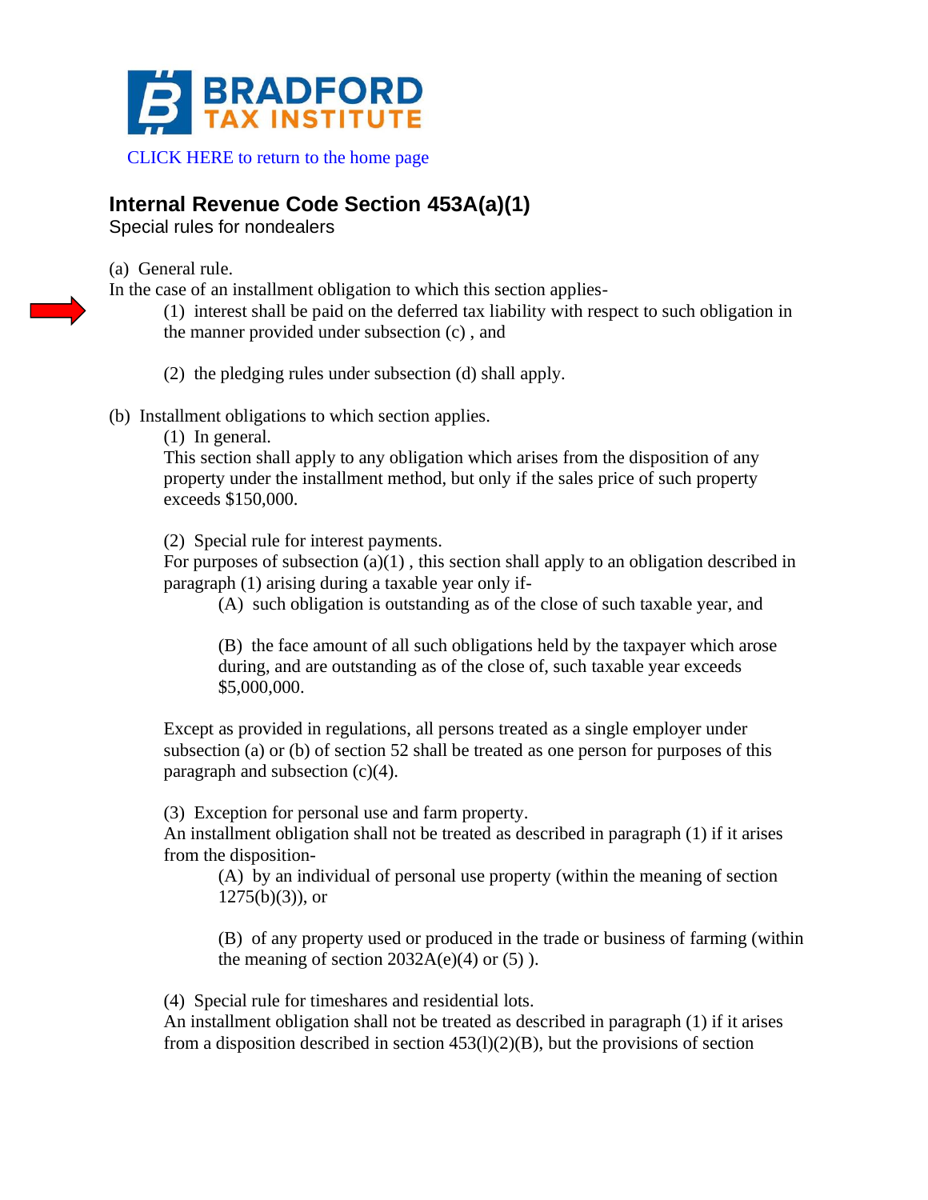BRADFORD
TAX INSTITUTE

CLICK HERE to return to the home page

## Internal Revenue Code Section 453A(a)(1)

Special rules for nondealers

(a) General rule.

In the case of an installment obligation to which this section applies-

(1) interest shall be paid on the deferred tax liability with respect to such obligation in the manner provided under subsection (c) , and

(2) the pledging rules under subsection (d) shall apply.

(b) Installment obligations to which section applies.

(1) In general.

This section shall apply to any obligation which arises from the disposition of any property under the installment method, but only if the sales price of such property exceeds $150,000.

(2) Special rule for interest payments.

For purposes of subsection (a)(1) , this section shall apply to an obligation described in paragraph (1) arising during a taxable year only if-

(A) such obligation is outstanding as of the close of such taxable year, and

(B) the face amount of all such obligations held by the taxpayer which arose during, and are outstanding as of the close of, such taxable year exceeds $5,000,000.

Except as provided in regulations, all persons treated as a single employer under subsection (a) or (b) of section 52 shall be treated as one person for purposes of this paragraph and subsection (c)(4).

(3) Exception for personal use and farm property.

An installment obligation shall not be treated as described in paragraph (1) if it arises from the disposition-

(A) by an individual of personal use property (within the meaning of section 1275(b)(3)), or

(B) of any property used or produced in the trade or business of farming (within the meaning of section 2032A(e)(4) or (5) ).

(4) Special rule for timeshares and residential lots.

An installment obligation shall not be treated as described in paragraph (1) if it arises from a disposition described in section 453(l)(2)(B), but the provisions of section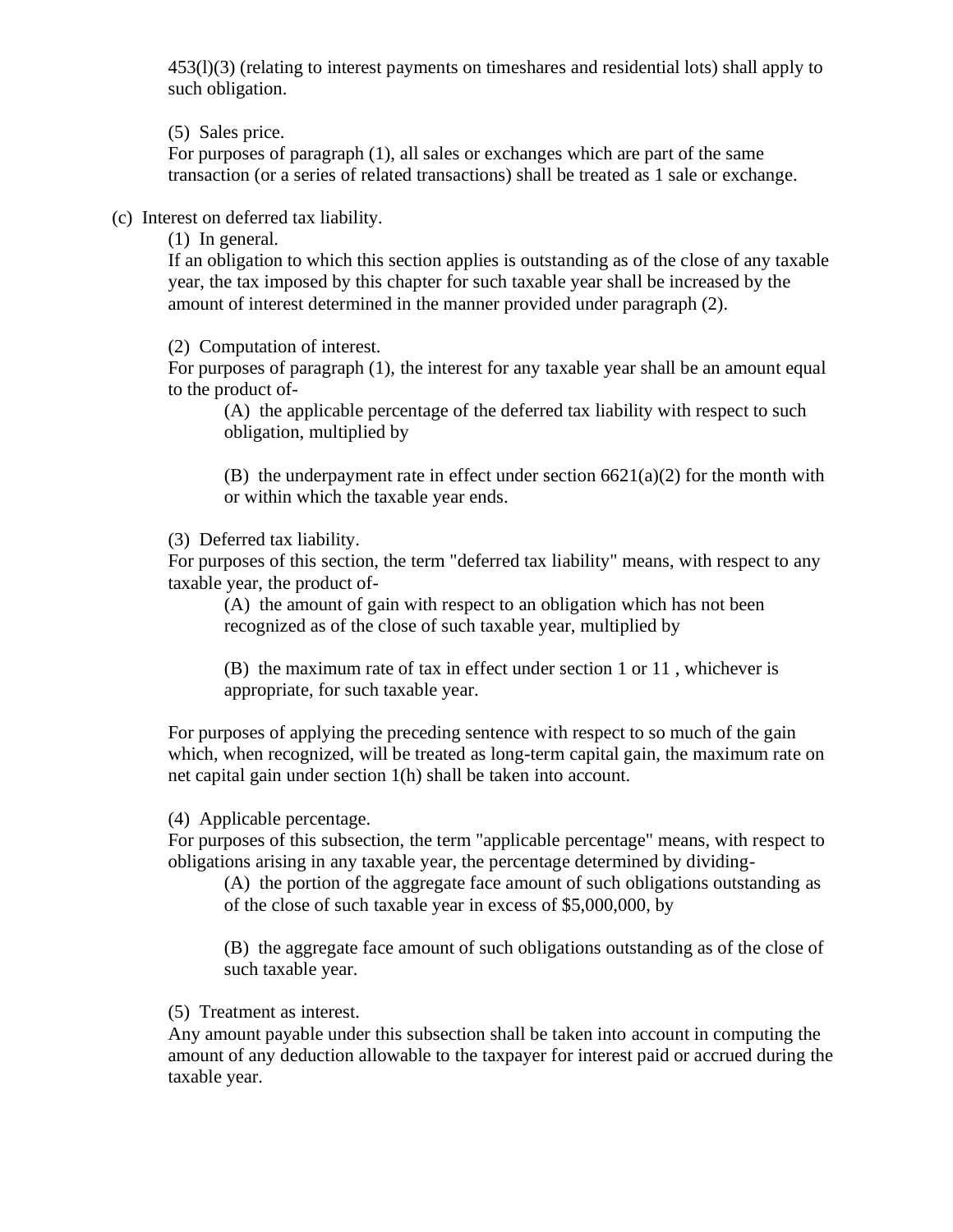453(l)(3) (relating to interest payments on timeshares and residential lots) shall apply to such obligation.

(5) Sales price.
For purposes of paragraph (1), all sales or exchanges which are part of the same transaction (or a series of related transactions) shall be treated as 1 sale or exchange.

(c) Interest on deferred tax liability.

(1) In general.
If an obligation to which this section applies is outstanding as of the close of any taxable year, the tax imposed by this chapter for such taxable year shall be increased by the amount of interest determined in the manner provided under paragraph (2).

(2) Computation of interest.
For purposes of paragraph (1), the interest for any taxable year shall be an amount equal to the product of-

(A) the applicable percentage of the deferred tax liability with respect to such obligation, multiplied by

(B) the underpayment rate in effect under section 6621(a)(2) for the month with or within which the taxable year ends.

(3) Deferred tax liability.
For purposes of this section, the term "deferred tax liability" means, with respect to any taxable year, the product of-

(A) the amount of gain with respect to an obligation which has not been recognized as of the close of such taxable year, multiplied by

(B) the maximum rate of tax in effect under section 1 or 11 , whichever is appropriate, for such taxable year.

For purposes of applying the preceding sentence with respect to so much of the gain which, when recognized, will be treated as long-term capital gain, the maximum rate on net capital gain under section 1(h) shall be taken into account.

(4) Applicable percentage.
For purposes of this subsection, the term "applicable percentage" means, with respect to obligations arising in any taxable year, the percentage determined by dividing-

(A) the portion of the aggregate face amount of such obligations outstanding as of the close of such taxable year in excess of $5,000,000, by

(B) the aggregate face amount of such obligations outstanding as of the close of such taxable year.

(5) Treatment as interest.
Any amount payable under this subsection shall be taken into account in computing the amount of any deduction allowable to the taxpayer for interest paid or accrued during the taxable year.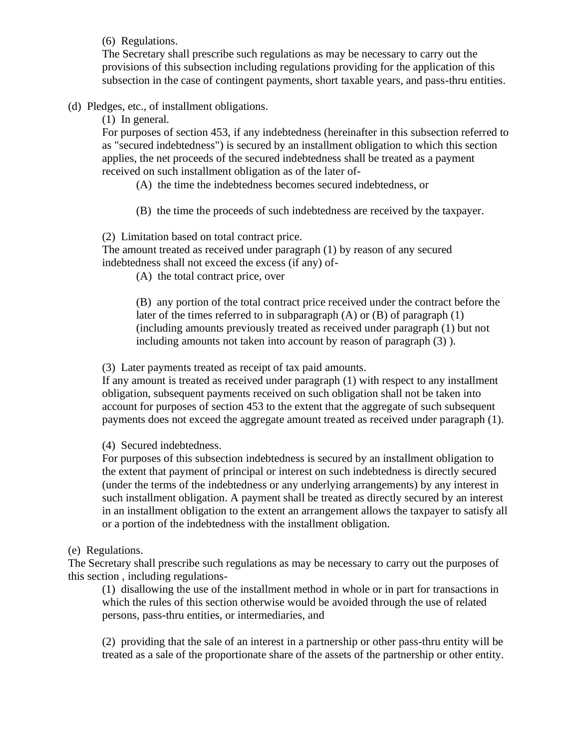(6) Regulations.
The Secretary shall prescribe such regulations as may be necessary to carry out the provisions of this subsection including regulations providing for the application of this subsection in the case of contingent payments, short taxable years, and pass-thru entities.

(d) Pledges, etc., of installment obligations.

(1) In general.
For purposes of section 453, if any indebtedness (hereinafter in this subsection referred to as "secured indebtedness") is secured by an installment obligation to which this section applies, the net proceeds of the secured indebtedness shall be treated as a payment received on such installment obligation as of the later of-

(A) the time the indebtedness becomes secured indebtedness, or

(B) the time the proceeds of such indebtedness are received by the taxpayer.

(2) Limitation based on total contract price.
The amount treated as received under paragraph (1) by reason of any secured indebtedness shall not exceed the excess (if any) of-

(A) the total contract price, over

(B) any portion of the total contract price received under the contract before the later of the times referred to in subparagraph (A) or (B) of paragraph (1) (including amounts previously treated as received under paragraph (1) but not including amounts not taken into account by reason of paragraph (3) ).

(3) Later payments treated as receipt of tax paid amounts.
If any amount is treated as received under paragraph (1) with respect to any installment obligation, subsequent payments received on such obligation shall not be taken into account for purposes of section 453 to the extent that the aggregate of such subsequent payments does not exceed the aggregate amount treated as received under paragraph (1).

(4) Secured indebtedness.
For purposes of this subsection indebtedness is secured by an installment obligation to the extent that payment of principal or interest on such indebtedness is directly secured (under the terms of the indebtedness or any underlying arrangements) by any interest in such installment obligation. A payment shall be treated as directly secured by an interest in an installment obligation to the extent an arrangement allows the taxpayer to satisfy all or a portion of the indebtedness with the installment obligation.

(e) Regulations.
The Secretary shall prescribe such regulations as may be necessary to carry out the purposes of this section , including regulations-

(1) disallowing the use of the installment method in whole or in part for transactions in which the rules of this section otherwise would be avoided through the use of related persons, pass-thru entities, or intermediaries, and

(2) providing that the sale of an interest in a partnership or other pass-thru entity will be treated as a sale of the proportionate share of the assets of the partnership or other entity.